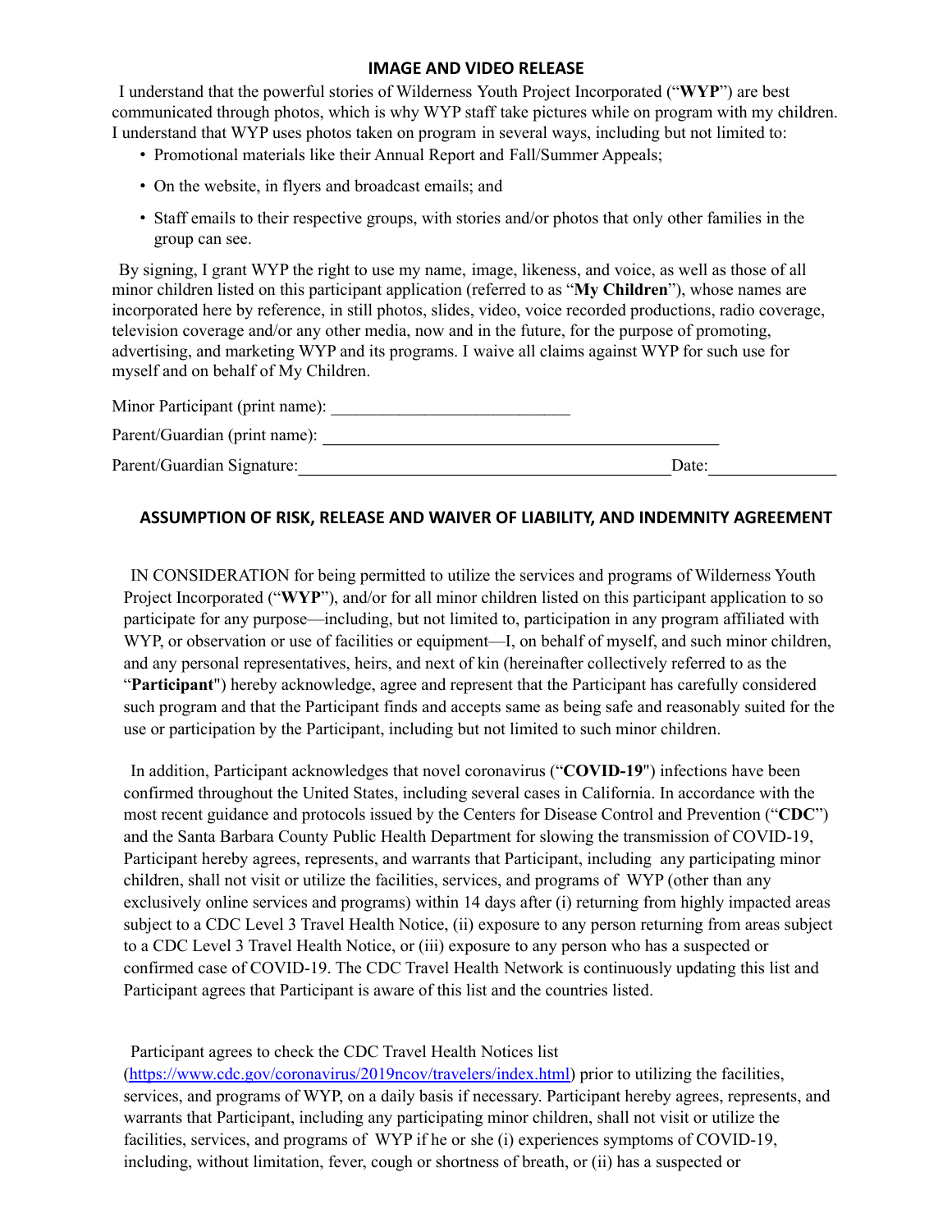## IMAGE AND VIDEO RELEASE

I understand that the powerful stories of Wilderness Youth Project Incorporated ("**WYP**") are best communicated through photos, which is why WYP staff take pictures while on program with my children. I understand that WYP uses photos taken on program in several ways, including but not limited to:

- Promotional materials like their Annual Report and Fall/Summer Appeals;
- On the website, in flyers and broadcast emails; and
- Staff emails to their respective groups, with stories and/or photos that only other families in the group can see.

By signing, I grant WYP the right to use my name, image, likeness, and voice, as well as those of all minor children listed on this participant application (referred to as "**My Children**"), whose names are incorporated here by reference, in still photos, slides, video, voice recorded productions, radio coverage, television coverage and/or any other media, now and in the future, for the purpose of promoting, advertising, and marketing WYP and its programs. I waive all claims against WYP for such use for myself and on behalf of My Children.

Minor Participant (print name): ____________________________

Parent/Guardian (print name): ________________________________________________

Parent/Guardian Signature: ____________________________________________ Date: _______________

## ASSUMPTION OF RISK, RELEASE AND WAIVER OF LIABILITY, AND INDEMNITY AGREEMENT

IN CONSIDERATION for being permitted to utilize the services and programs of Wilderness Youth Project Incorporated ("**WYP**"), and/or for all minor children listed on this participant application to so participate for any purpose—including, but not limited to, participation in any program affiliated with WYP, or observation or use of facilities or equipment—I, on behalf of myself, and such minor children, and any personal representatives, heirs, and next of kin (hereinafter collectively referred to as the "**Participant**") hereby acknowledge, agree and represent that the Participant has carefully considered such program and that the Participant finds and accepts same as being safe and reasonably suited for the use or participation by the Participant, including but not limited to such minor children.

In addition, Participant acknowledges that novel coronavirus ("**COVID-19**") infections have been confirmed throughout the United States, including several cases in California. In accordance with the most recent guidance and protocols issued by the Centers for Disease Control and Prevention ("**CDC**") and the Santa Barbara County Public Health Department for slowing the transmission of COVID-19, Participant hereby agrees, represents, and warrants that Participant, including any participating minor children, shall not visit or utilize the facilities, services, and programs of WYP (other than any exclusively online services and programs) within 14 days after (i) returning from highly impacted areas subject to a CDC Level 3 Travel Health Notice, (ii) exposure to any person returning from areas subject to a CDC Level 3 Travel Health Notice, or (iii) exposure to any person who has a suspected or confirmed case of COVID-19. The CDC Travel Health Network is continuously updating this list and Participant agrees that Participant is aware of this list and the countries listed.

Participant agrees to check the CDC Travel Health Notices list (https://www.cdc.gov/coronavirus/2019ncov/travelers/index.html) prior to utilizing the facilities, services, and programs of WYP, on a daily basis if necessary. Participant hereby agrees, represents, and warrants that Participant, including any participating minor children, shall not visit or utilize the facilities, services, and programs of WYP if he or she (i) experiences symptoms of COVID-19, including, without limitation, fever, cough or shortness of breath, or (ii) has a suspected or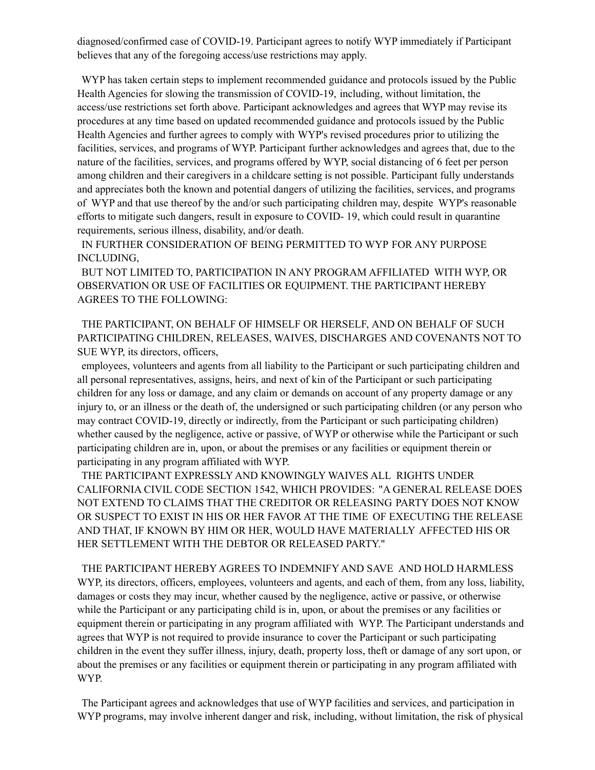diagnosed/confirmed case of COVID-19. Participant agrees to notify WYP immediately if Participant believes that any of the foregoing access/use restrictions may apply.

WYP has taken certain steps to implement recommended guidance and protocols issued by the Public Health Agencies for slowing the transmission of COVID-19, including, without limitation, the access/use restrictions set forth above. Participant acknowledges and agrees that WYP may revise its procedures at any time based on updated recommended guidance and protocols issued by the Public Health Agencies and further agrees to comply with WYP's revised procedures prior to utilizing the facilities, services, and programs of WYP. Participant further acknowledges and agrees that, due to the nature of the facilities, services, and programs offered by WYP, social distancing of 6 feet per person among children and their caregivers in a childcare setting is not possible. Participant fully understands and appreciates both the known and potential dangers of utilizing the facilities, services, and programs of WYP and that use thereof by the and/or such participating children may, despite WYP's reasonable efforts to mitigate such dangers, result in exposure to COVID- 19, which could result in quarantine requirements, serious illness, disability, and/or death.

IN FURTHER CONSIDERATION OF BEING PERMITTED TO WYP FOR ANY PURPOSE INCLUDING,

BUT NOT LIMITED TO, PARTICIPATION IN ANY PROGRAM AFFILIATED WITH WYP, OR OBSERVATION OR USE OF FACILITIES OR EQUIPMENT. THE PARTICIPANT HEREBY AGREES TO THE FOLLOWING:

THE PARTICIPANT, ON BEHALF OF HIMSELF OR HERSELF, AND ON BEHALF OF SUCH PARTICIPATING CHILDREN, RELEASES, WAIVES, DISCHARGES AND COVENANTS NOT TO SUE WYP, its directors, officers,

employees, volunteers and agents from all liability to the Participant or such participating children and all personal representatives, assigns, heirs, and next of kin of the Participant or such participating children for any loss or damage, and any claim or demands on account of any property damage or any injury to, or an illness or the death of, the undersigned or such participating children (or any person who may contract COVID-19, directly or indirectly, from the Participant or such participating children) whether caused by the negligence, active or passive, of WYP or otherwise while the Participant or such participating children are in, upon, or about the premises or any facilities or equipment therein or participating in any program affiliated with WYP.

THE PARTICIPANT EXPRESSLY AND KNOWINGLY WAIVES ALL RIGHTS UNDER CALIFORNIA CIVIL CODE SECTION 1542, WHICH PROVIDES: "A GENERAL RELEASE DOES NOT EXTEND TO CLAIMS THAT THE CREDITOR OR RELEASING PARTY DOES NOT KNOW OR SUSPECT TO EXIST IN HIS OR HER FAVOR AT THE TIME OF EXECUTING THE RELEASE AND THAT, IF KNOWN BY HIM OR HER, WOULD HAVE MATERIALLY AFFECTED HIS OR HER SETTLEMENT WITH THE DEBTOR OR RELEASED PARTY."

THE PARTICIPANT HEREBY AGREES TO INDEMNIFY AND SAVE AND HOLD HARMLESS WYP, its directors, officers, employees, volunteers and agents, and each of them, from any loss, liability, damages or costs they may incur, whether caused by the negligence, active or passive, or otherwise while the Participant or any participating child is in, upon, or about the premises or any facilities or equipment therein or participating in any program affiliated with WYP. The Participant understands and agrees that WYP is not required to provide insurance to cover the Participant or such participating children in the event they suffer illness, injury, death, property loss, theft or damage of any sort upon, or about the premises or any facilities or equipment therein or participating in any program affiliated with WYP.

The Participant agrees and acknowledges that use of WYP facilities and services, and participation in WYP programs, may involve inherent danger and risk, including, without limitation, the risk of physical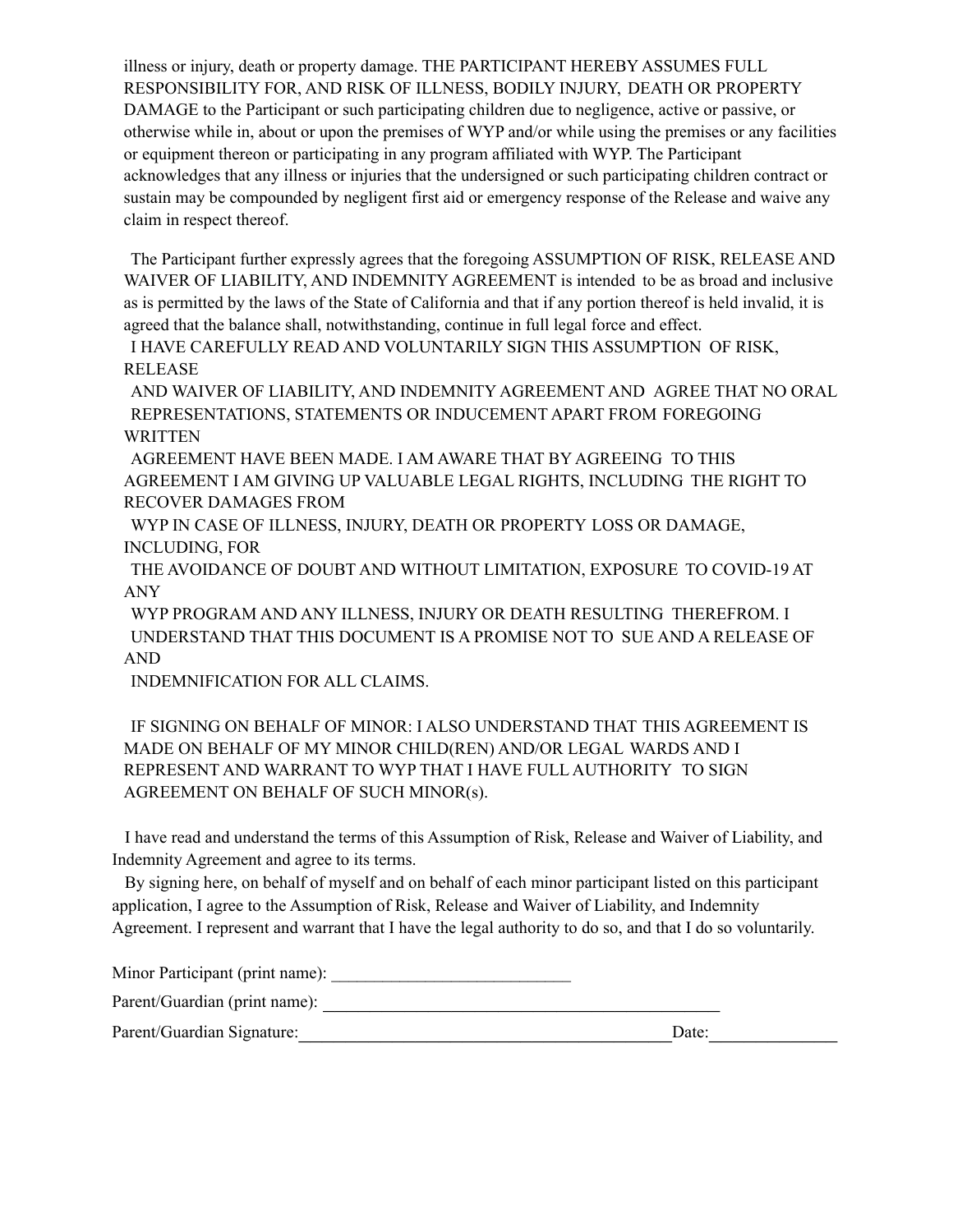illness or injury, death or property damage. THE PARTICIPANT HEREBY ASSUMES FULL RESPONSIBILITY FOR, AND RISK OF ILLNESS, BODILY INJURY, DEATH OR PROPERTY DAMAGE to the Participant or such participating children due to negligence, active or passive, or otherwise while in, about or upon the premises of WYP and/or while using the premises or any facilities or equipment thereon or participating in any program affiliated with WYP. The Participant acknowledges that any illness or injuries that the undersigned or such participating children contract or sustain may be compounded by negligent first aid or emergency response of the Release and waive any claim in respect thereof.

The Participant further expressly agrees that the foregoing ASSUMPTION OF RISK, RELEASE AND WAIVER OF LIABILITY, AND INDEMNITY AGREEMENT is intended to be as broad and inclusive as is permitted by the laws of the State of California and that if any portion thereof is held invalid, it is agreed that the balance shall, notwithstanding, continue in full legal force and effect.

I HAVE CAREFULLY READ AND VOLUNTARILY SIGN THIS ASSUMPTION OF RISK, RELEASE AND WAIVER OF LIABILITY, AND INDEMNITY AGREEMENT AND AGREE THAT NO ORAL REPRESENTATIONS, STATEMENTS OR INDUCEMENT APART FROM FOREGOING WRITTEN AGREEMENT HAVE BEEN MADE. I AM AWARE THAT BY AGREEING TO THIS AGREEMENT I AM GIVING UP VALUABLE LEGAL RIGHTS, INCLUDING THE RIGHT TO RECOVER DAMAGES FROM WYP IN CASE OF ILLNESS, INJURY, DEATH OR PROPERTY LOSS OR DAMAGE, INCLUDING, FOR THE AVOIDANCE OF DOUBT AND WITHOUT LIMITATION, EXPOSURE TO COVID-19 AT ANY WYP PROGRAM AND ANY ILLNESS, INJURY OR DEATH RESULTING THEREFROM. I UNDERSTAND THAT THIS DOCUMENT IS A PROMISE NOT TO SUE AND A RELEASE OF AND INDEMNIFICATION FOR ALL CLAIMS.

IF SIGNING ON BEHALF OF MINOR: I ALSO UNDERSTAND THAT THIS AGREEMENT IS MADE ON BEHALF OF MY MINOR CHILD(REN) AND/OR LEGAL WARDS AND I REPRESENT AND WARRANT TO WYP THAT I HAVE FULL AUTHORITY TO SIGN AGREEMENT ON BEHALF OF SUCH MINOR(s).

I have read and understand the terms of this Assumption of Risk, Release and Waiver of Liability, and Indemnity Agreement and agree to its terms.

By signing here, on behalf of myself and on behalf of each minor participant listed on this participant application, I agree to the Assumption of Risk, Release and Waiver of Liability, and Indemnity Agreement. I represent and warrant that I have the legal authority to do so, and that I do so voluntarily.

Minor Participant (print name): ____________________________

Parent/Guardian (print name): ________________________________________________

Parent/Guardian Signature:_____________________________________________Date:_______________